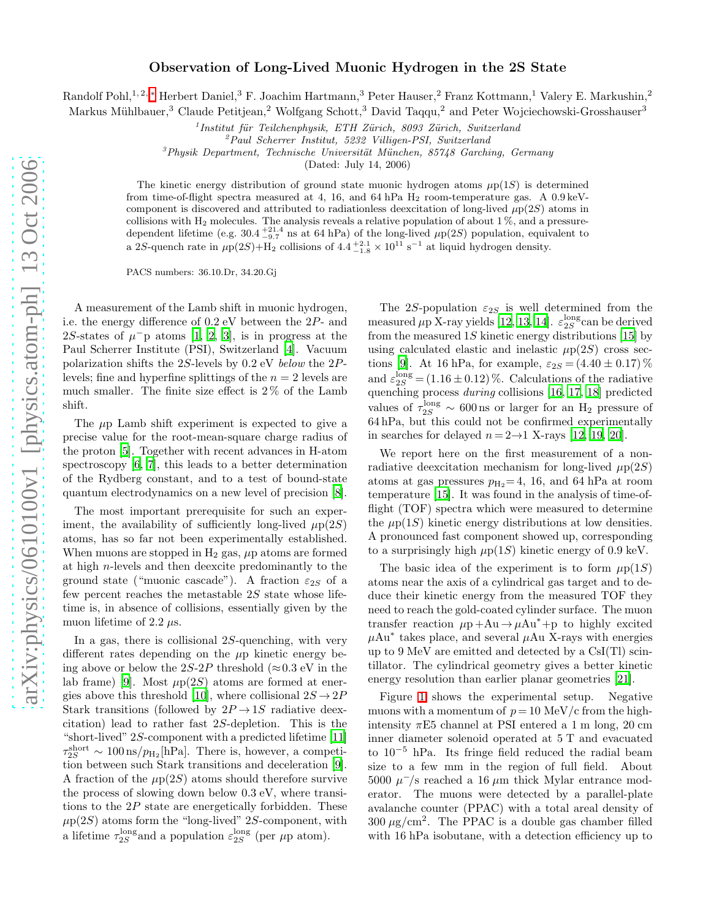# Observation of Long-Lived Muonic Hydrogen in the 2S State

Randolf Pohl,[1,2,*] Herbert Daniel,[3] F. Joachim Hartmann,[3] Peter Hauser,[2] Franz Kottmann,[1] Valery E. Markushin,[2] Markus Mühlbauer,[3] Claude Petitjean,[2] Wolfgang Schott,[3] David Taqqu,[2] and Peter Wojciechowski-Grosshauser[3]

[1] *Institut für Teilchenphysik, ETH Zürich, 8093 Zürich, Switzerland*
[2] *Paul Scherrer Institut, 5232 Villigen-PSI, Switzerland*
[3] *Physik Department, Technische Universität München, 85748 Garching, Germany*

(Dated: July 14, 2006)

The kinetic energy distribution of ground state muonic hydrogen atoms $\mu$p(1$S$) is determined from time-of-flight spectra measured at 4, 16, and 64 hPa $H_2$ room-temperature gas. A 0.9 keV-component is discovered and attributed to radiationless deexcitation of long-lived $\mu$p(2$S$) atoms in collisions with $H_2$ molecules. The analysis reveals a relative population of about 1 %, and a pressure-dependent lifetime (e.g. $30.4^{+21.4}_{-9.7}$ ns at 64 hPa) of the long-lived $\mu$p(2$S$) population, equivalent to a 2$S$-quench rate in $\mu$p(2$S$)+$H_2$ collisions of $4.4^{+2.1}_{-1.8} \times 10^{11}$ s$^{-1}$ at liquid hydrogen density.

PACS numbers: 36.10.Dr, 34.20.Gj

A measurement of the Lamb shift in muonic hydrogen, i.e. the energy difference of 0.2 eV between the 2$P$- and 2$S$-states of $\mu^-$p atoms [1, 2, 3], is in progress at the Paul Scherrer Institute (PSI), Switzerland [4]. Vacuum polarization shifts the 2$S$-levels by 0.2 eV *below* the 2$P$-levels; fine and hyperfine splittings of the $n=2$ levels are much smaller. The finite size effect is 2 % of the Lamb shift.

The $\mu$p Lamb shift experiment is expected to give a precise value for the root-mean-square charge radius of the proton [5]. Together with recent advances in H-atom spectroscopy [6, 7], this leads to a better determination of the Rydberg constant, and to a test of bound-state quantum electrodynamics on a new level of precision [8].

The most important prerequisite for such an experiment, the availability of sufficiently long-lived $\mu$p(2$S$) atoms, has so far not been experimentally established. When muons are stopped in $H_2$ gas, $\mu$p atoms are formed at high $n$-levels and then deexcite predominantly to the ground state ("muonic cascade"). A fraction $\varepsilon_{2S}$ of a few percent reaches the metastable 2$S$ state whose lifetime is, in absence of collisions, essentially given by the muon lifetime of 2.2 $\mu$s.

In a gas, there is collisional 2$S$-quenching, with very different rates depending on the $\mu$p kinetic energy being above or below the 2$S$-2$P$ threshold ($\approx$0.3 eV in the lab frame) [9]. Most $\mu$p(2$S$) atoms are formed at energies above this threshold [10], where collisional 2$S\to$2$P$ Stark transitions (followed by 2$P\to$1$S$ radiative deexcitation) lead to rather fast 2$S$-depletion. This is the "short-lived" 2$S$-component with a predicted lifetime [11] $\tau_{2S}^{\rm short} \sim 100\,{\rm ns}/p_{H_2}$[hPa]. There is, however, a competition between such Stark transitions and deceleration [9]. A fraction of the $\mu$p(2$S$) atoms should therefore survive the process of slowing down below 0.3 eV, where transitions to the 2$P$ state are energetically forbidden. These $\mu$p(2$S$) atoms form the "long-lived" 2$S$-component, with a lifetime $\tau_{2S}^{\rm long}$ and a population $\varepsilon_{2S}^{\rm long}$ (per $\mu$p atom).

The 2$S$-population $\varepsilon_{2S}$ is well determined from the measured $\mu$p X-ray yields [12, 13, 14]. $\varepsilon_{2S}^{\rm long}$ can be derived from the measured 1$S$ kinetic energy distributions [15] by using calculated elastic and inelastic $\mu$p(2$S$) cross sections [9]. At 16 hPa, for example, $\varepsilon_{2S} = (4.40 \pm 0.17)$ % and $\varepsilon_{2S}^{\rm long} = (1.16 \pm 0.12)$ %. Calculations of the radiative quenching process *during* collisions [16, 17, 18] predicted values of $\tau_{2S}^{\rm long} \sim 600$ ns or larger for an $H_2$ pressure of 64 hPa, but this could not be confirmed experimentally in searches for delayed $n=2\to1$ X-rays [12, 19, 20].

We report here on the first measurement of a non-radiative deexcitation mechanism for long-lived $\mu$p(2$S$) atoms at gas pressures $p_{H_2}$ = 4, 16, and 64 hPa at room temperature [15]. It was found in the analysis of time-of-flight (TOF) spectra which were measured to determine the $\mu$p(1$S$) kinetic energy distributions at low densities. A pronounced fast component showed up, corresponding to a surprisingly high $\mu$p(1$S$) kinetic energy of 0.9 keV.

The basic idea of the experiment is to form $\mu$p(1$S$) atoms near the axis of a cylindrical gas target and to deduce their kinetic energy from the measured TOF they need to reach the gold-coated cylinder surface. The muon transfer reaction $\mu$p + Au $\to$ $\mu$Au$^*$ + p to highly excited $\mu$Au$^*$ takes place, and several $\mu$Au X-rays with energies up to 9 MeV are emitted and detected by a CsI(Tl) scintillator. The cylindrical geometry gives a better kinetic energy resolution than earlier planar geometries [21].

Figure 1 shows the experimental setup. Negative muons with a momentum of $p = 10$ MeV/c from the high-intensity $\pi$E5 channel at PSI entered a 1 m long, 20 cm inner diameter solenoid operated at 5 T and evacuated to $10^{-5}$ hPa. Its fringe field reduced the radial beam size to a few mm in the region of full field. About 5000 $\mu^-$/s reached a 16 $\mu$m thick Mylar entrance moderator. The muons were detected by a parallel-plate avalanche counter (PPAC) with a total areal density of 300 $\mu$g/cm$^2$. The PPAC is a double gas chamber filled with 16 hPa isobutane, with a detection efficiency up to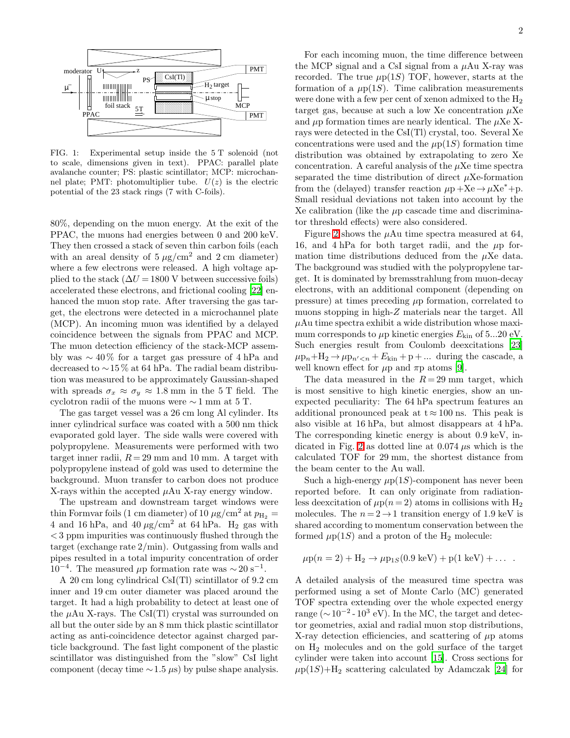FIG. 1: Experimental setup inside the 5 T solenoid (not to scale, dimensions given in text). PPAC: parallel plate avalanche counter; PS: plastic scintillator; MCP: microchannel plate; PMT: photomultiplier tube. $U(z)$ is the electric potential of the 23 stack rings (7 with C-foils).

80%, depending on the muon energy. At the exit of the PPAC, the muons had energies between 0 and 200 keV. They then crossed a stack of seven thin carbon foils (each with an areal density of 5 $\mu$g/cm$^2$ and 2 cm diameter) where a few electrons were released. A high voltage applied to the stack ($\Delta U = 1800$ V between successive foils) accelerated these electrons, and frictional cooling [22] enhanced the muon stop rate. After traversing the gas target, the electrons were detected in a microchannel plate (MCP). An incoming muon was identified by a delayed coincidence between the signals from PPAC and MCP. The muon detection efficiency of the stack-MCP assembly was $\sim 40\,\%$ for a target gas pressure of 4 hPa and decreased to $\sim 15\,\%$ at 64 hPa. The radial beam distribution was measured to be approximately Gaussian-shaped with spreads $\sigma_x \approx \sigma_y \approx 1.8$ mm in the 5 T field. The cyclotron radii of the muons were $\sim 1$ mm at 5 T.

The gas target vessel was a 26 cm long Al cylinder. Its inner cylindrical surface was coated with a 500 nm thick evaporated gold layer. The side walls were covered with polypropylene. Measurements were performed with two target inner radii, $R = 29$ mm and 10 mm. A target with polypropylene instead of gold was used to determine the background. Muon transfer to carbon does not produce X-rays within the accepted $\mu$Au X-ray energy window.

The upstream and downstream target windows were thin Formvar foils (1 cm diameter) of 10 $\mu$g/cm$^2$ at $p_{H_2} =$ 4 and 16 hPa, and 40 $\mu$g/cm$^2$ at 64 hPa. $H_2$ gas with $< 3$ ppm impurities was continuously flushed through the target (exchange rate 2/min). Outgassing from walls and pipes resulted in a total impurity concentration of order $10^{-4}$. The measured $\mu$p formation rate was $\sim 20$ s$^{-1}$.

A 20 cm long cylindrical CsI(Tl) scintillator of 9.2 cm inner and 19 cm outer diameter was placed around the target. It had a high probability to detect at least one of the $\mu$Au X-rays. The CsI(Tl) crystal was surrounded on all but the outer side by an 8 mm thick plastic scintillator acting as anti-coincidence detector against charged particle background. The fast light component of the plastic scintillator was distinguished from the "slow" CsI light component (decay time $\sim 1.5$ $\mu$s) by pulse shape analysis.

For each incoming muon, the time difference between the MCP signal and a CsI signal from a $\mu$Au X-ray was recorded. The true $\mu$p(1$S$) TOF, however, starts at the formation of a $\mu$p(1$S$). Time calibration measurements were done with a few per cent of xenon admixed to the $H_2$ target gas, because at such a low Xe concentration $\mu$Xe and $\mu$p formation times are nearly identical. The $\mu$Xe X-rays were detected in the CsI(Tl) crystal, too. Several Xe concentrations were used and the $\mu$p(1$S$) formation time distribution was obtained by extrapolating to zero Xe concentration. A careful analysis of the $\mu$Xe time spectra separated the time distribution of direct $\mu$Xe-formation from the (delayed) transfer reaction $\mu\text{p} + \text{Xe} \rightarrow \mu\text{Xe}^* + \text{p}$. Small residual deviations not taken into account by the Xe calibration (like the $\mu$p cascade time and discriminator threshold effects) were also considered.

Figure 2 shows the $\mu$Au time spectra measured at 64, 16, and 4 hPa for both target radii, and the $\mu$p formation time distributions deduced from the $\mu$Xe data. The background was studied with the polypropylene target. It is dominated by bremsstrahlung from muon-decay electrons, with an additional component (depending on pressure) at times preceding $\mu$p formation, correlated to muons stopping in high-$Z$ materials near the target. All $\mu$Au time spectra exhibit a wide distribution whose maximum corresponds to $\mu$p kinetic energies $E_{\text{kin}}$ of 5...20 eV. Such energies result from Coulomb deexcitations [23] $\mu\text{p}_n + \text{H}_2 \rightarrow \mu\text{p}_{n'<n} + E_{\text{kin}} + \text{p} + ...$ during the cascade, a well known effect for $\mu$p and $\pi$p atoms [9].

The data measured in the $R = 29$ mm target, which is most sensitive to high kinetic energies, show an unexpected peculiarity: The 64 hPa spectrum features an additional pronounced peak at t $\approx 100$ ns. This peak is also visible at 16 hPa, but almost disappears at 4 hPa. The corresponding kinetic energy is about 0.9 keV, indicated in Fig. 2 as dotted line at 0.074 $\mu$s which is the calculated TOF for 29 mm, the shortest distance from the beam center to the Au wall.

Such a high-energy $\mu$p(1$S$)-component has never been reported before. It can only originate from radiationless deexcitation of $\mu$p($n = 2$) atoms in collisions with $H_2$ molecules. The $n = 2 \rightarrow 1$ transition energy of 1.9 keV is shared according to momentum conservation between the formed $\mu$p(1$S$) and a proton of the $H_2$ molecule:

$$\mu\text{p}(n=2) + \text{H}_2 \rightarrow \mu\text{p}_{1S}(0.9\text{ keV}) + \text{p}(1\text{ keV}) + \ldots \;\; .$$

A detailed analysis of the measured time spectra was performed using a set of Monte Carlo (MC) generated TOF spectra extending over the whole expected energy range ($\sim 10^{-2}$ - $10^3$ eV). In the MC, the target and detector geometries, axial and radial muon stop distributions, X-ray detection efficiencies, and scattering of $\mu$p atoms on $H_2$ molecules and on the gold surface of the target cylinder were taken into account [15]. Cross sections for $\mu$p(1$S$)+$H_2$ scattering calculated by Adamczak [24] for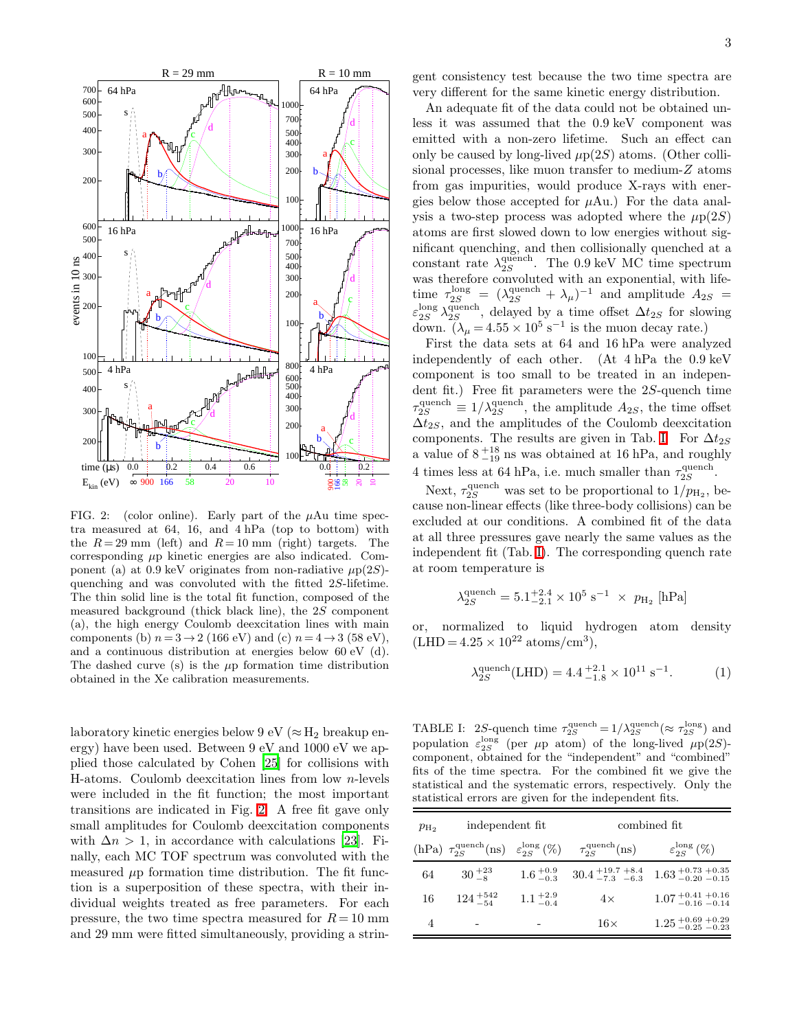FIG. 2: (color online). Early part of the $\mu$Au time spectra measured at 64, 16, and 4 hPa (top to bottom) with the $R = 29$ mm (left) and $R = 10$ mm (right) targets. The corresponding $\mu$p kinetic energies are also indicated. Component (a) at 0.9 keV originates from non-radiative $\mu$p(2$S$)-quenching and was convoluted with the fitted 2$S$-lifetime. The thin solid line is the total fit function, composed of the measured background (thick black line), the 2$S$ component (a), the high energy Coulomb deexcitation lines with main components (b) $n = 3 \to 2$ (166 eV) and (c) $n = 4 \to 3$ (58 eV), and a continuous distribution at energies below 60 eV (d). The dashed curve (s) is the $\mu$p formation time distribution obtained in the Xe calibration measurements.

laboratory kinetic energies below 9 eV ($\approx H_2$ breakup energy) have been used. Between 9 eV and 1000 eV we applied those calculated by Cohen [25] for collisions with H-atoms. Coulomb deexcitation lines from low $n$-levels were included in the fit function; the most important transitions are indicated in Fig. 2. A free fit gave only small amplitudes for Coulomb deexcitation components with $\Delta n > 1$, in accordance with calculations [23]. Finally, each MC TOF spectrum was convoluted with the measured $\mu$p formation time distribution. The fit function is a superposition of these spectra, with their individual weights treated as free parameters. For each pressure, the two time spectra measured for $R = 10$ mm and 29 mm were fitted simultaneously, providing a stringent consistency test because the two time spectra are very different for the same kinetic energy distribution.

An adequate fit of the data could not be obtained unless it was assumed that the 0.9 keV component was emitted with a non-zero lifetime. Such an effect can only be caused by long-lived $\mu$p(2$S$) atoms. (Other collisional processes, like muon transfer to medium-$Z$ atoms from gas impurities, would produce X-rays with energies below those accepted for $\mu$Au.) For the data analysis a two-step process was adopted where the $\mu$p(2$S$) atoms are first slowed down to low energies without significant quenching, and then collisionally quenched at a constant rate $\lambda_{2S}^{\rm quench}$. The 0.9 keV MC time spectrum was therefore convoluted with an exponential, with lifetime $\tau_{2S}^{\rm long} = (\lambda_{2S}^{\rm quench} + \lambda_\mu)^{-1}$ and amplitude $A_{2S} = \varepsilon_{2S}^{\rm long}\,\lambda_{2S}^{\rm quench}$, delayed by a time offset $\Delta t_{2S}$ for slowing down. ($\lambda_\mu = 4.55 \times 10^5$ s$^{-1}$ is the muon decay rate.)

First the data sets at 64 and 16 hPa were analyzed independently of each other. (At 4 hPa the 0.9 keV component is too small to be treated in an independent fit.) Free fit parameters were the 2$S$-quench time $\tau_{2S}^{\rm quench} \equiv 1/\lambda_{2S}^{\rm quench}$, the amplitude $A_{2S}$, the time offset $\Delta t_{2S}$, and the amplitudes of the Coulomb deexcitation components. The results are given in Tab. I. For $\Delta t_{2S}$ a value of $8^{+18}_{-19}$ ns was obtained at 16 hPa, and roughly 4 times less at 64 hPa, i.e. much smaller than $\tau_{2S}^{\rm quench}$.

Next, $\tau_{2S}^{\rm quench}$ was set to be proportional to $1/p_{H_2}$, because non-linear effects (like three-body collisions) can be excluded at our conditions. A combined fit of the data at all three pressures gave nearly the same values as the independent fit (Tab. I). The corresponding quench rate at room temperature is

$$\lambda_{2S}^{\rm quench} = 5.1^{+2.4}_{-2.1} \times 10^5 \text{ s}^{-1} \times p_{H_2} \text{ [hPa]}$$

or, normalized to liquid hydrogen atom density (LHD $= 4.25 \times 10^{22}$ atoms/cm$^3$),

$$\lambda_{2S}^{\rm quench}(\text{LHD}) = 4.4^{+2.1}_{-1.8} \times 10^{11} \text{ s}^{-1}. \qquad (1)$$

TABLE I: 2$S$-quench time $\tau_{2S}^{\rm quench} = 1/\lambda_{2S}^{\rm quench} (\approx \tau_{2S}^{\rm long})$ and population $\varepsilon_{2S}^{\rm long}$ (per $\mu$p atom) of the long-lived $\mu$p(2$S$)-component, obtained for the "independent" and "combined" fits of the time spectra. For the combined fit we give the statistical and the systematic errors, respectively. Only the statistical errors are given for the independent fits.

| $p_{H_2}$ | independent fit | | combined fit | |
|---|---|---|---|---|
| (hPa) | $\tau_{2S}^{\rm quench}$(ns) | $\varepsilon_{2S}^{\rm long}$ (%) | $\tau_{2S}^{\rm quench}$(ns) | $\varepsilon_{2S}^{\rm long}$ (%) |
| 64 | $30^{+23}_{-8}$ | $1.6^{+0.9}_{-0.3}$ | $30.4^{+19.7}_{-7.3}\,^{+8.4}_{-6.3}$ | $1.63^{+0.73}_{-0.20}\,^{+0.35}_{-0.15}$ |
| 16 | $124^{+542}_{-54}$ | $1.1^{+2.9}_{-0.4}$ | $4\times$ | $1.07^{+0.41}_{-0.16}\,^{+0.16}_{-0.14}$ |
| 4 | - | - | $16\times$ | $1.25^{+0.69}_{-0.25}\,^{+0.29}_{-0.23}$ |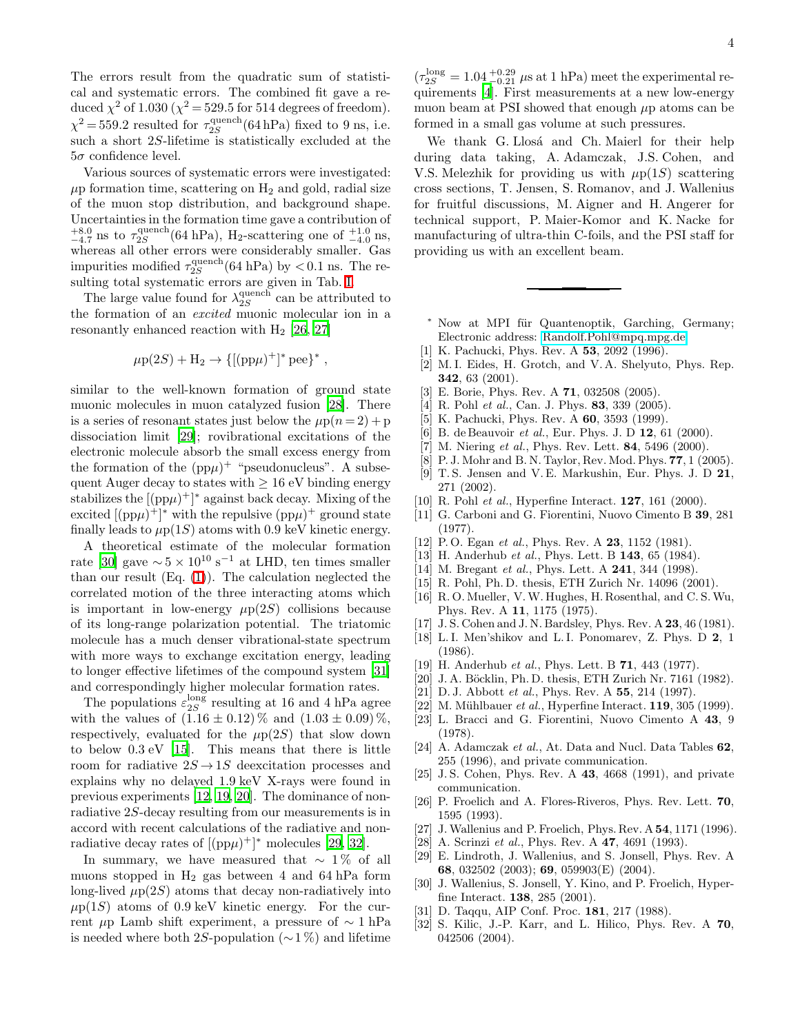The errors result from the quadratic sum of statistical and systematic errors. The combined fit gave a reduced $\chi^2$ of 1.030 ($\chi^2 = 529.5$ for 514 degrees of freedom). $\chi^2 = 559.2$ resulted for $\tau_{2S}^{\rm quench}(64\,{\rm hPa})$ fixed to 9 ns, i.e. such a short 2$S$-lifetime is statistically excluded at the 5$\sigma$ confidence level.

Various sources of systematic errors were investigated: $\mu$p formation time, scattering on $H_2$ and gold, radial size of the muon stop distribution, and background shape. Uncertainties in the formation time gave a contribution of $^{+8.0}_{-4.7}$ ns to $\tau_{2S}^{\rm quench}(64\,{\rm hPa})$, $H_2$-scattering one of $^{+1.0}_{-4.0}$ ns, whereas all other errors were considerably smaller. Gas impurities modified $\tau_{2S}^{\rm quench}(64\,{\rm hPa})$ by $< 0.1$ ns. The resulting total systematic errors are given in Tab. I.

The large value found for $\lambda_{2S}^{\rm quench}$ can be attributed to the formation of an *excited* muonic molecular ion in a resonantly enhanced reaction with $H_2$ [26, 27]

$$\mu{\rm p}(2S) + {\rm H}_2 \rightarrow \{[({\rm pp}\mu)^+]^* \,{\rm pee}\}^* ,$$

similar to the well-known formation of ground state muonic molecules in muon catalyzed fusion [28]. There is a series of resonant states just below the $\mu{\rm p}(n=2) + {\rm p}$ dissociation limit [29]; rovibrational excitations of the electronic molecule absorb the small excess energy from the formation of the $({\rm pp}\mu)^+$ "pseudonucleus". A subsequent Auger decay to states with $\geq 16$ eV binding energy stabilizes the $[({\rm pp}\mu)^+]^*$ against back decay. Mixing of the excited $[({\rm pp}\mu)^+]^*$ with the repulsive $({\rm pp}\mu)^+$ ground state finally leads to $\mu{\rm p}(1S)$ atoms with 0.9 keV kinetic energy.

A theoretical estimate of the molecular formation rate [30] gave $\sim 5 \times 10^{10}$ s$^{-1}$ at LHD, ten times smaller than our result (Eq. (1)). The calculation neglected the correlated motion of the three interacting atoms which is important in low-energy $\mu{\rm p}(2S)$ collisions because of its long-range polarization potential. The triatomic molecule has a much denser vibrational-state spectrum with more ways to exchange excitation energy, leading to longer effective lifetimes of the compound system [31] and correspondingly higher molecular formation rates.

The populations $\varepsilon_{2S}^{\rm long}$ resulting at 16 and 4 hPa agree with the values of $(1.16 \pm 0.12)$ % and $(1.03 \pm 0.09)$ %, respectively, evaluated for the $\mu{\rm p}(2S)$ that slow down to below 0.3 eV [15]. This means that there is little room for radiative $2S \rightarrow 1S$ deexcitation processes and explains why no delayed 1.9 keV X-rays were found in previous experiments [12, 19, 20]. The dominance of non-radiative 2$S$-decay resulting from our measurements is in accord with recent calculations of the radiative and non-radiative decay rates of $[({\rm pp}\mu)^+]^*$ molecules [29, 32].

In summary, we have measured that $\sim$ 1 % of all muons stopped in $H_2$ gas between 4 and 64 hPa form long-lived $\mu{\rm p}(2S)$ atoms that decay non-radiatively into $\mu{\rm p}(1S)$ atoms of 0.9 keV kinetic energy. For the current $\mu$p Lamb shift experiment, a pressure of $\sim 1$ hPa is needed where both 2$S$-population ($\sim$1 %) and lifetime ($\tau_{2S}^{\rm long} = 1.04\,^{+0.29}_{-0.21}$ $\mu$s at 1 hPa) meet the experimental requirements [4]. First measurements at a new low-energy muon beam at PSI showed that enough $\mu$p atoms can be formed in a small gas volume at such pressures.

We thank G. Llosá and Ch. Maierl for their help during data taking, A. Adamczak, J.S. Cohen, and V.S. Melezhik for providing us with $\mu{\rm p}(1S)$ scattering cross sections, T. Jensen, S. Romanov, and J. Wallenius for fruitful discussions, M. Aigner and H. Angerer for technical support, P. Maier-Komor and K. Nacke for manufacturing of ultra-thin C-foils, and the PSI staff for providing us with an excellent beam.

---

\* Now at MPI für Quantenoptik, Garching, Germany; Electronic address: Randolf.Pohl@mpq.mpg.de

[1] K. Pachucki, Phys. Rev. A **53**, 2092 (1996).
[2] M. I. Eides, H. Grotch, and V. A. Shelyuto, Phys. Rep. **342**, 63 (2001).
[3] E. Borie, Phys. Rev. A **71**, 032508 (2005).
[4] R. Pohl *et al.*, Can. J. Phys. **83**, 339 (2005).
[5] K. Pachucki, Phys. Rev. A **60**, 3593 (1999).
[6] B. de Beauvoir *et al.*, Eur. Phys. J. D **12**, 61 (2000).
[7] M. Niering *et al.*, Phys. Rev. Lett. **84**, 5496 (2000).
[8] P. J. Mohr and B. N. Taylor, Rev. Mod. Phys. **77**, 1 (2005).
[9] T. S. Jensen and V. E. Markushin, Eur. Phys. J. D **21**, 271 (2002).
[10] R. Pohl *et al.*, Hyperfine Interact. **127**, 161 (2000).
[11] G. Carboni and G. Fiorentini, Nuovo Cimento B **39**, 281 (1977).
[12] P. O. Egan *et al.*, Phys. Rev. A **23**, 1152 (1981).
[13] H. Anderhub *et al.*, Phys. Lett. B **143**, 65 (1984).
[14] M. Bregant *et al.*, Phys. Lett. A **241**, 344 (1998).
[15] R. Pohl, Ph. D. thesis, ETH Zurich Nr. 14096 (2001).
[16] R. O. Mueller, V. W. Hughes, H. Rosenthal, and C. S. Wu, Phys. Rev. A **11**, 1175 (1975).
[17] J. S. Cohen and J. N. Bardsley, Phys. Rev. A **23**, 46 (1981).
[18] L. I. Men'shikov and L. I. Ponomarev, Z. Phys. D **2**, 1 (1986).
[19] H. Anderhub *et al.*, Phys. Lett. B **71**, 443 (1977).
[20] J. A. Böcklin, Ph. D. thesis, ETH Zurich Nr. 7161 (1982).
[21] D. J. Abbott *et al.*, Phys. Rev. A **55**, 214 (1997).
[22] M. Mühlbauer *et al.*, Hyperfine Interact. **119**, 305 (1999).
[23] L. Bracci and G. Fiorentini, Nuovo Cimento A **43**, 9 (1978).
[24] A. Adamczak *et al.*, At. Data and Nucl. Data Tables **62**, 255 (1996), and private communication.
[25] J. S. Cohen, Phys. Rev. A **43**, 4668 (1991), and private communication.
[26] P. Froelich and A. Flores-Riveros, Phys. Rev. Lett. **70**, 1595 (1993).
[27] J. Wallenius and P. Froelich, Phys. Rev. A **54**, 1171 (1996).
[28] A. Scrinzi *et al.*, Phys. Rev. A **47**, 4691 (1993).
[29] E. Lindroth, J. Wallenius, and S. Jonsell, Phys. Rev. A **68**, 032502 (2003); **69**, 059903(E) (2004).
[30] J. Wallenius, S. Jonsell, Y. Kino, and P. Froelich, Hyperfine Interact. **138**, 285 (2001).
[31] D. Taqqu, AIP Conf. Proc. **181**, 217 (1988).
[32] S. Kilic, J.-P. Karr, and L. Hilico, Phys. Rev. A **70**, 042506 (2004).